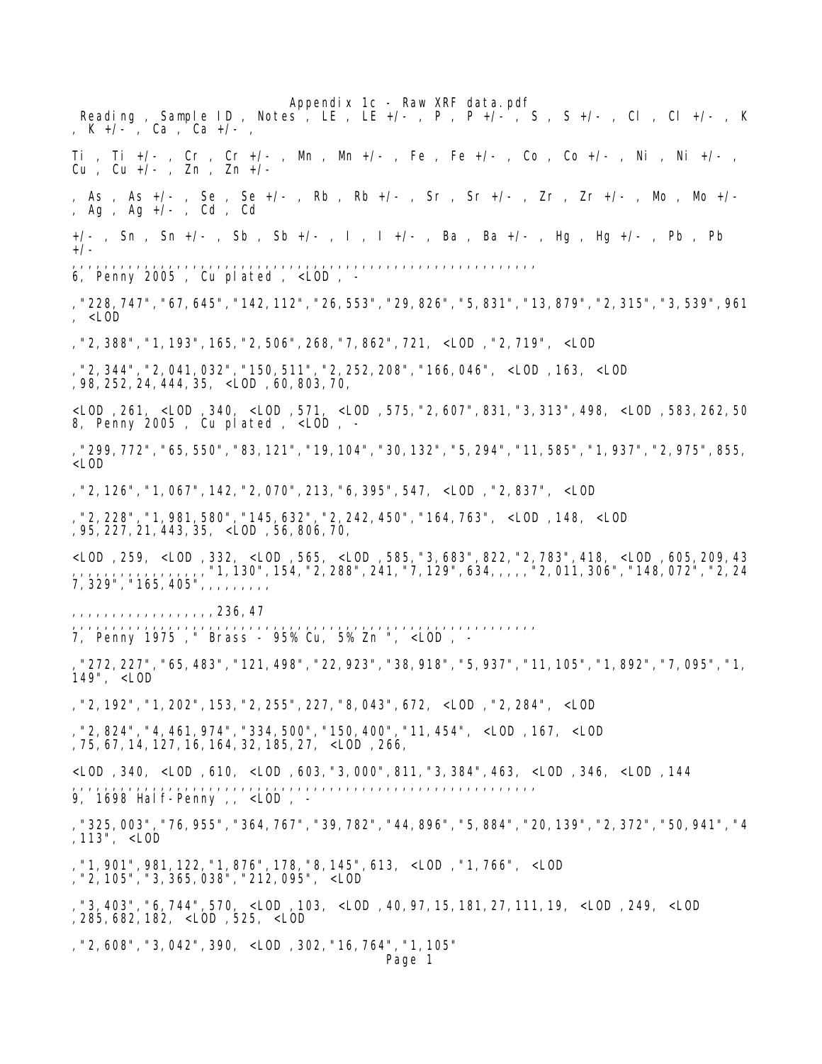Appendix 1c - Raw XRF data.pdf

```
 Reading , Sample ID , Notes , LE , LE +/- , P , P +/- , S , S +/- , Cl , Cl +/- , K
, K +/- , Ca , Ca +/- ,

Ti , Ti +/- , Cr , Cr +/- , Mn , Mn +/- , Fe , Fe +/- , Co , Co +/- , Ni , Ni +/- ,
Cu , Cu +/- , Zn , Zn +/-

, As , As +/- , Se , Se +/- , Rb , Rb +/- , Sr , Sr +/- , Zr , Zr +/- , Mo , Mo +/-
, Ag , Ag +/- , Cd , Cd

+/- , Sn , Sn +/- , Sb , Sb +/- , I , I +/- , Ba , Ba +/- , Hg , Hg +/- , Pb , Pb
+/-
,,,,,,,,,,,,,,,,,,,,,,,,,,,,,,,,,,,,,,,,,,,,,,,,,,,,,,,,,,,,,,
6, Penny 2005 , Cu plated , <LOD , -

,"228,747","67,645","142,112","26,553","29,826","5,831","13,879","2,315","3,539",961
, <LOD

,"2,388","1,193",165,"2,506",268,"7,862",721, <LOD ,"2,719", <LOD

,"2,344","2,041,032","150,511","2,252,208","166,046", <LOD ,163, <LOD
,98,252,24,444,35, <LOD ,60,803,70,

<LOD ,261, <LOD ,340, <LOD ,571, <LOD ,575,"2,607",831,"3,313",498, <LOD ,583,262,50
8, Penny 2005 , Cu plated , <LOD , -

,"299,772","65,550","83,121","19,104","30,132","5,294","11,585","1,937","2,975",855,
<LOD

,"2,126","1,067",142,"2,070",213,"6,395",547, <LOD ,"2,837", <LOD

,"2,228","1,981,580","145,632","2,242,450","164,763", <LOD ,148, <LOD
,95,227,21,443,35, <LOD ,56,806,70,

<LOD ,259, <LOD ,332, <LOD ,565, <LOD ,585,"3,683",822,"2,783",418, <LOD ,605,209,43
,,,,,,,,,,,,,,,,"1,130",154,"2,288",241,"7,129",634,,,,,"2,011,306","148,072","2,24
7,329","165,405",,,,,,,,,

,,,,,,,,,,,,,,,,,236,47
,,,,,,,,,,,,,,,,,,,,,,,,,,,,,,,,,,,,,,,,,,,,,,,,,,,,,,,,,,,,,,,
7, Penny 1975 ," Brass - 95% Cu, 5% Zn ", <LOD , -

,"272,227","65,483","121,498","22,923","38,918","5,937","11,105","1,892","7,095","1,
149", <LOD

,"2,192","1,202",153,"2,255",227,"8,043",672, <LOD ,"2,284", <LOD

,"2,824","4,461,974","334,500","150,400","11,454", <LOD ,167, <LOD
,75,67,14,127,16,164,32,185,27, <LOD ,266,

<LOD ,340, <LOD ,610, <LOD ,603,"3,000",811,"3,384",463, <LOD ,346, <LOD ,144
,,,,,,,,,,,,,,,,,,,,,,,,,,,,,,,,,,,,,,,,,,,,,,,,,,,,,,,,,,,,,,,
9, 1698 Half-Penny ,, <LOD , -

,"325,003","76,955","364,767","39,782","44,896","5,884","20,139","2,372","50,941","4
,113", <LOD

,"1,901",981,122,"1,876",178,"8,145",613, <LOD ,"1,766", <LOD
,"2,105","3,365,038","212,095", <LOD

,"3,403","6,744",570, <LOD ,103, <LOD ,40,97,15,181,27,111,19, <LOD ,249, <LOD
,285,682,182, <LOD ,525, <LOD

,"2,608","3,042",390, <LOD ,302,"16,764","1,105"
```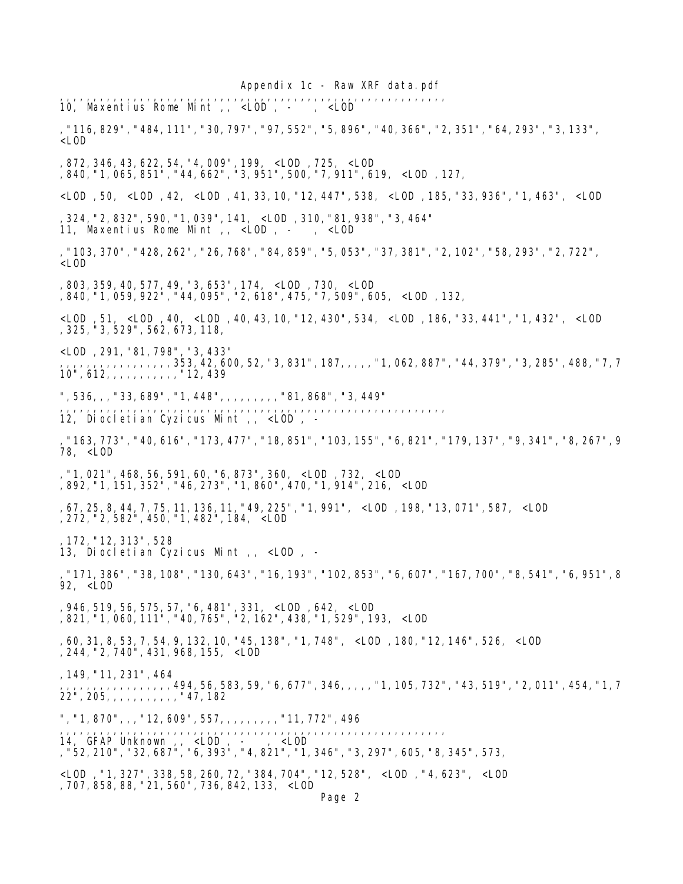```
,,,,,,,,,,,,,,,,,,,,,,,,,,,,,,,,,,,,,,,,,,,,,,,,,,,,,,,,,,,,,,,,,
10, Maxentius Rome Mint ,, <LOD , -   , <LOD

,"116,829","484,111","30,797","97,552","5,896","40,366","2,351","64,293","3,133",
<LOD

,872,346,43,622,54,"4,009",199, <LOD ,725, <LOD
,840,"1,065,851","44,662","3,951",500,"7,911",619, <LOD ,127,

<LOD ,50, <LOD ,42, <LOD ,41,33,10,"12,447",538, <LOD ,185,"33,936","1,463", <LOD

,324,"2,832",590,"1,039",141, <LOD ,310,"81,938","3,464"
11, Maxentius Rome Mint ,, <LOD , -   , <LOD

,"103,370","428,262","26,768","84,859","5,053","37,381","2,102","58,293","2,722",
<LOD

,803,359,40,577,49,"3,653",174, <LOD ,730, <LOD
,840,"1,059,922","44,095","2,618",475,"7,509",605, <LOD ,132,

<LOD ,51, <LOD ,40, <LOD ,40,43,10,"12,430",534, <LOD ,186,"33,441","1,432", <LOD
,325,"3,529",562,673,118,

<LOD ,291,"81,798","3,433"
,,,,,,,,,,,,,,,,,353,42,600,52,"3,831",187,,,,,"1,062,887","44,379","3,285",488,"7,7
10",612,,,,,,,,,,,"12,439

",536,,,"33,689","1,448",,,,,,,,,"81,868","3,449"
,,,,,,,,,,,,,,,,,,,,,,,,,,,,,,,,,,,,,,,,,,,,,,,,,,,,,,,,,,,,,,,,,
12, Diocletian Cyzicus Mint ,, <LOD , -

,"163,773","40,616","173,477","18,851","103,155","6,821","179,137","9,341","8,267",9
78, <LOD

,"1,021",468,56,591,60,"6,873",360, <LOD ,732, <LOD
,892,"1,151,352","46,273","1,860",470,"1,914",216, <LOD

,67,25,8,44,7,75,11,136,11,"49,225","1,991", <LOD ,198,"13,071",587, <LOD
,272,"2,582",450,"1,482",184, <LOD

,172,"12,313",528
13, Diocletian Cyzicus Mint ,, <LOD , -

,"171,386","38,108","130,643","16,193","102,853","6,607","167,700","8,541","6,951",8
92, <LOD

,946,519,56,575,57,"6,481",331, <LOD ,642, <LOD
,821,"1,060,111","40,765","2,162",438,"1,529",193, <LOD

,60,31,8,53,7,54,9,132,10,"45,138","1,748", <LOD ,180,"12,146",526, <LOD
,244,"2,740",431,968,155, <LOD

,149,"11,231",464
,,,,,,,,,,,,,,,,,494,56,583,59,"6,677",346,,,,,"1,105,732","43,519","2,011",454,"1,7
22",205,,,,,,,,,,,"47,182

","1,870",,,"12,609",557,,,,,,,,,"11,772",496
,,,,,,,,,,,,,,,,,,,,,,,,,,,,,,,,,,,,,,,,,,,,,,,,,,,,,,,,,,,,,,,,,
14, GFAP Unknown ,, <LOD , -   , <LOD
,"52,210","32,687","6,393","4,821","1,346","3,297",605,"8,345",573,

<LOD ,"1,327",338,58,260,72,"384,704","12,528", <LOD ,"4,623", <LOD
,707,858,88,"21,560",736,842,133, <LOD
```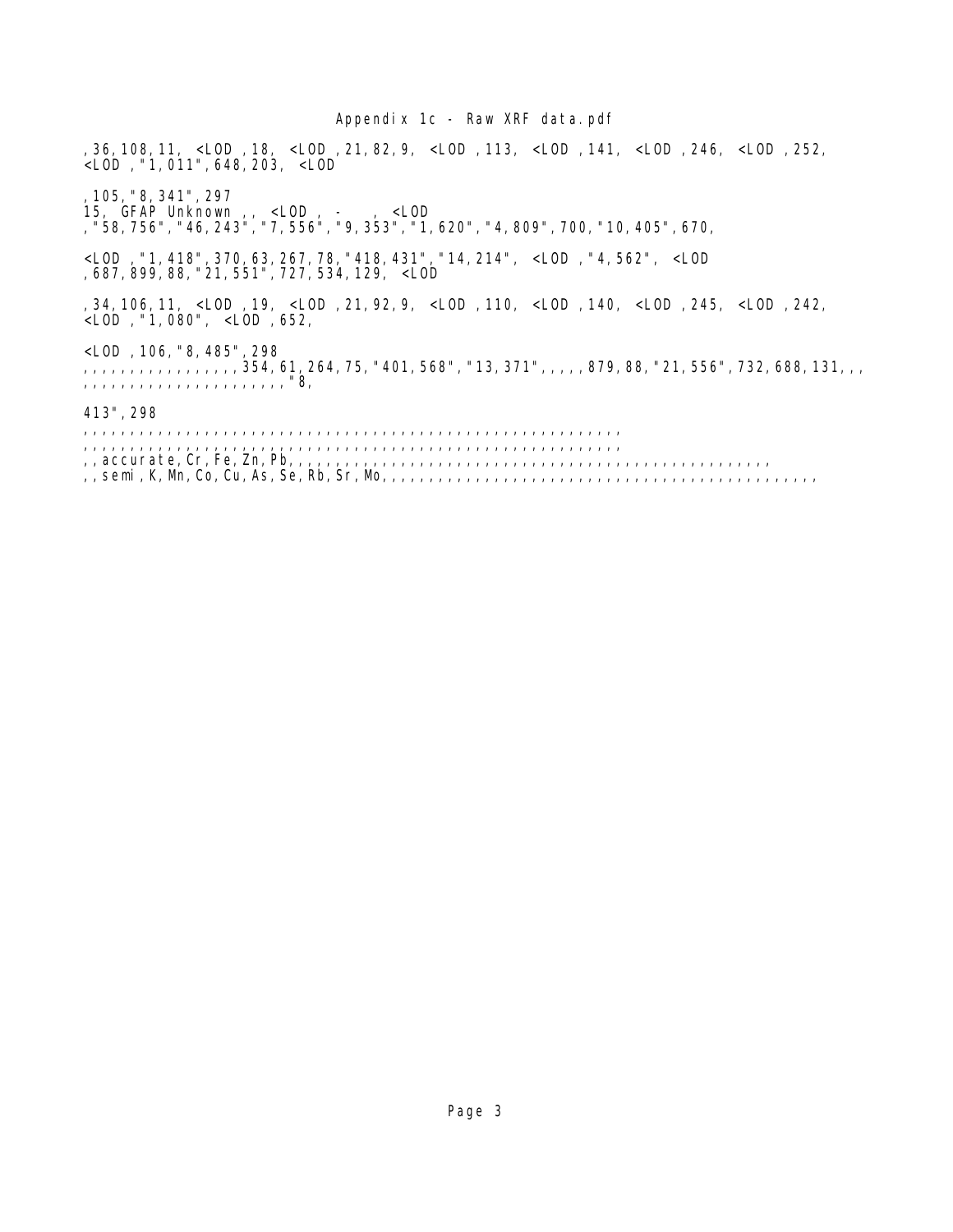```
,36,108,11, <LOD ,18, <LOD ,21,82,9, <LOD ,113, <LOD ,141, <LOD ,246, <LOD ,252,
<LOD ,"1,011",648,203, <LOD

,105,"8,341",297
15, GFAP Unknown ,, <LOD , -    , <LOD
,"58,756","46,243","7,556","9,353","1,620","4,809",700,"10,405",670,

<LOD ,"1,418",370,63,267,78,"418,431","14,214", <LOD ,"4,562", <LOD
,687,899,88,"21,551",727,534,129, <LOD

,34,106,11, <LOD ,19, <LOD ,21,92,9, <LOD ,110, <LOD ,140, <LOD ,245, <LOD ,242,
<LOD ,"1,080", <LOD ,652,

<LOD ,106,"8,485",298
,,,,,,,,,,,,,,,,,354,61,264,75,"401,568","13,371",,,,,879,88,"21,556",732,688,131,,,
,,,,,,,,,,,,,,,,,,,,,"8,

413",298
,,,,,,,,,,,,,,,,,,,,,,,,,,,,,,,,,,,,,,,,,,,,,,,,,,,,,,,,,
,,,,,,,,,,,,,,,,,,,,,,,,,,,,,,,,,,,,,,,,,,,,,,,,,,,,,,,,,
,,accurate,Cr,Fe,Zn,Pb,,,,,,,,,,,,,,,,,,,,,,,,,,,,,,,,,,,,,,,,,,,,,,,,,
,,semi,K,Mn,Co,Cu,As,Se,Rb,Sr,Mo,,,,,,,,,,,,,,,,,,,,,,,,,,,,,,,,,,,,,,,,,,,,,,
```